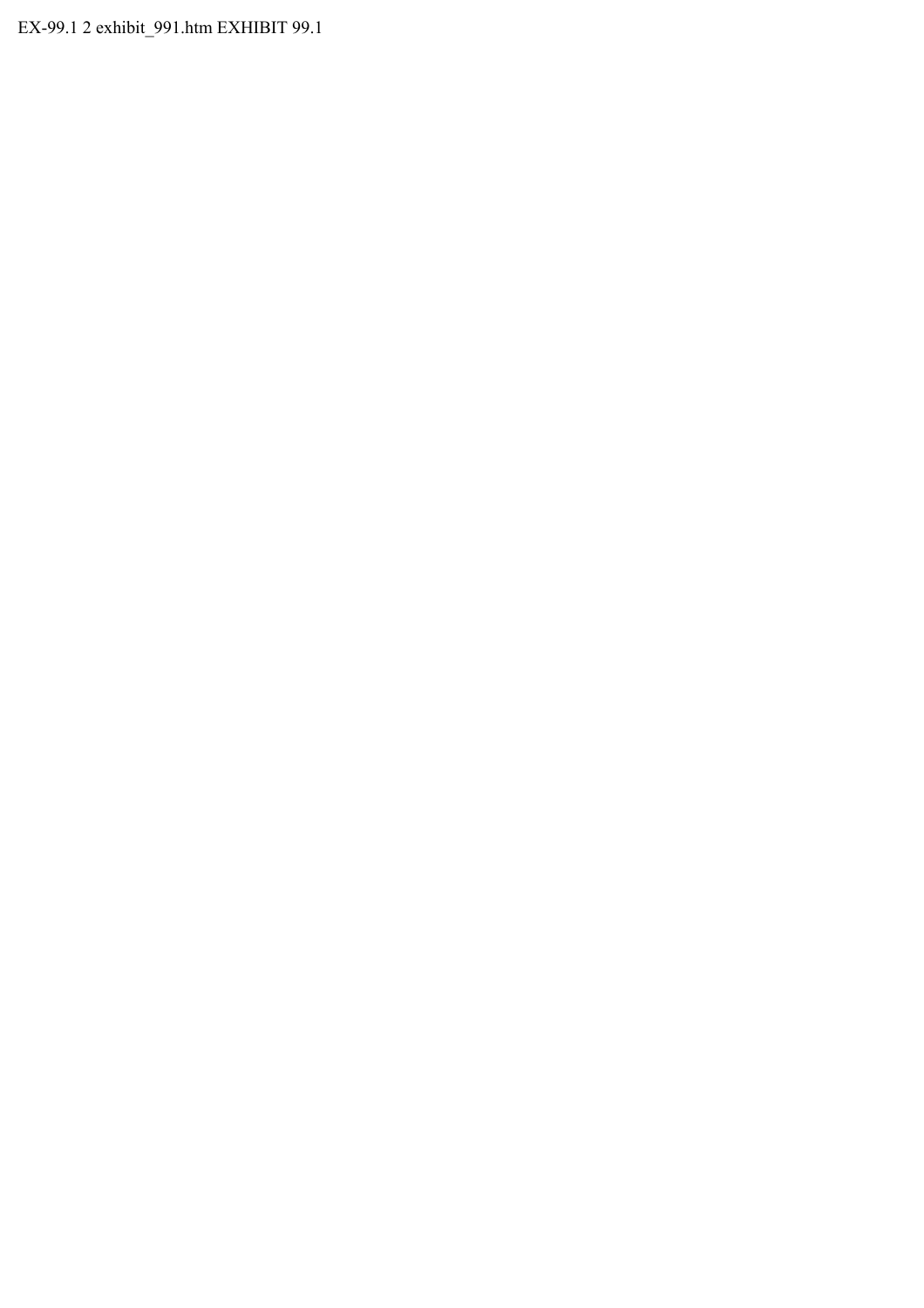EX-99.1 2 exhibit_991.htm EXHIBIT 99.1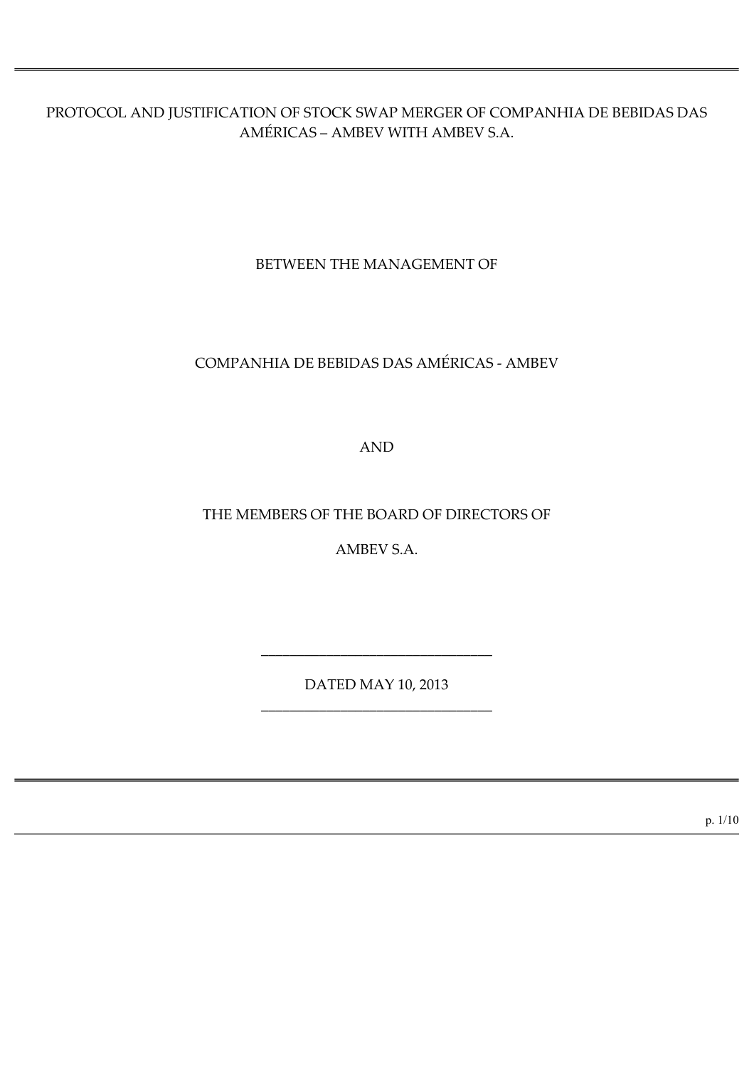# PROTOCOL AND JUSTIFICATION OF STOCK SWAP MERGER OF COMPANHIA DE BEBIDAS DAS AMÉRICAS – AMBEV WITH AMBEV S.A.

BETWEEN THE MANAGEMENT OF

COMPANHIA DE BEBIDAS DAS AMÉRICAS - AMBEV

AND

THE MEMBERS OF THE BOARD OF DIRECTORS OF

AMBEV S.A.

---

DATED MAY 10, 2013

---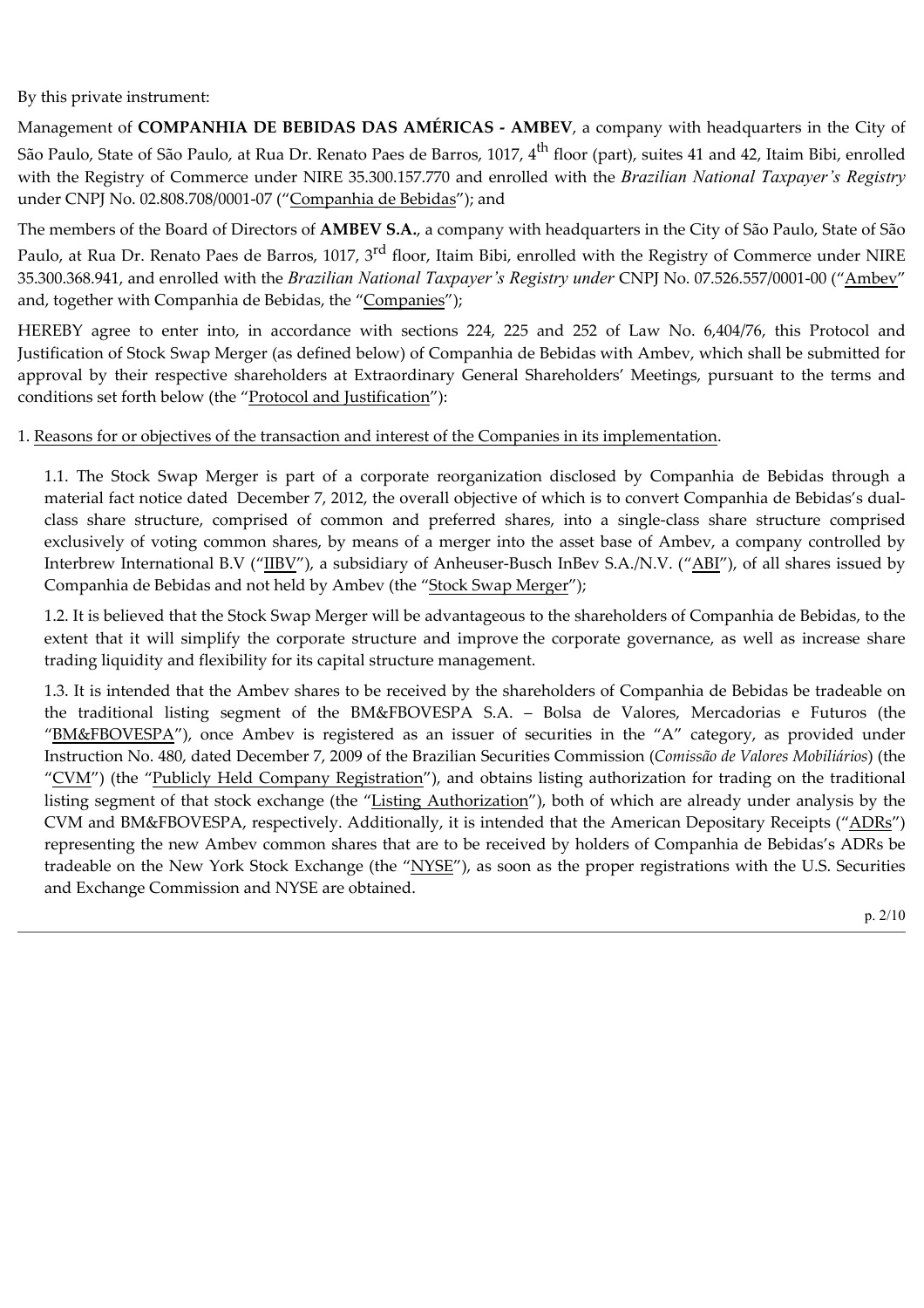By this private instrument:

Management of **COMPANHIA DE BEBIDAS DAS AMÉRICAS - AMBEV**, a company with headquarters in the City of São Paulo, State of São Paulo, at Rua Dr. Renato Paes de Barros, 1017, 4th floor (part), suites 41 and 42, Itaim Bibi, enrolled with the Registry of Commerce under NIRE 35.300.157.770 and enrolled with the *Brazilian National Taxpayer's Registry* under CNPJ No. 02.808.708/0001-07 ("Companhia de Bebidas"); and

The members of the Board of Directors of **AMBEV S.A.**, a company with headquarters in the City of São Paulo, State of São Paulo, at Rua Dr. Renato Paes de Barros, 1017, 3rd floor, Itaim Bibi, enrolled with the Registry of Commerce under NIRE 35.300.368.941, and enrolled with the *Brazilian National Taxpayer's Registry under* CNPJ No. 07.526.557/0001-00 ("Ambev" and, together with Companhia de Bebidas, the "Companies");

HEREBY agree to enter into, in accordance with sections 224, 225 and 252 of Law No. 6,404/76, this Protocol and Justification of Stock Swap Merger (as defined below) of Companhia de Bebidas with Ambev, which shall be submitted for approval by their respective shareholders at Extraordinary General Shareholders' Meetings, pursuant to the terms and conditions set forth below (the "Protocol and Justification"):

1. Reasons for or objectives of the transaction and interest of the Companies in its implementation.

1.1. The Stock Swap Merger is part of a corporate reorganization disclosed by Companhia de Bebidas through a material fact notice dated December 7, 2012, the overall objective of which is to convert Companhia de Bebidas's dual-class share structure, comprised of common and preferred shares, into a single-class share structure comprised exclusively of voting common shares, by means of a merger into the asset base of Ambev, a company controlled by Interbrew International B.V ("IIBV"), a subsidiary of Anheuser-Busch InBev S.A./N.V. ("ABI"), of all shares issued by Companhia de Bebidas and not held by Ambev (the "Stock Swap Merger");

1.2. It is believed that the Stock Swap Merger will be advantageous to the shareholders of Companhia de Bebidas, to the extent that it will simplify the corporate structure and improve the corporate governance, as well as increase share trading liquidity and flexibility for its capital structure management.

1.3. It is intended that the Ambev shares to be received by the shareholders of Companhia de Bebidas be tradeable on the traditional listing segment of the BM&FBOVESPA S.A. – Bolsa de Valores, Mercadorias e Futuros (the "BM&FBOVESPA"), once Ambev is registered as an issuer of securities in the "A" category, as provided under Instruction No. 480, dated December 7, 2009 of the Brazilian Securities Commission (*Comissão de Valores Mobiliários*) (the "CVM") (the "Publicly Held Company Registration"), and obtains listing authorization for trading on the traditional listing segment of that stock exchange (the "Listing Authorization"), both of which are already under analysis by the CVM and BM&FBOVESPA, respectively. Additionally, it is intended that the American Depositary Receipts ("ADRs") representing the new Ambev common shares that are to be received by holders of Companhia de Bebidas's ADRs be tradeable on the New York Stock Exchange (the "NYSE"), as soon as the proper registrations with the U.S. Securities and Exchange Commission and NYSE are obtained.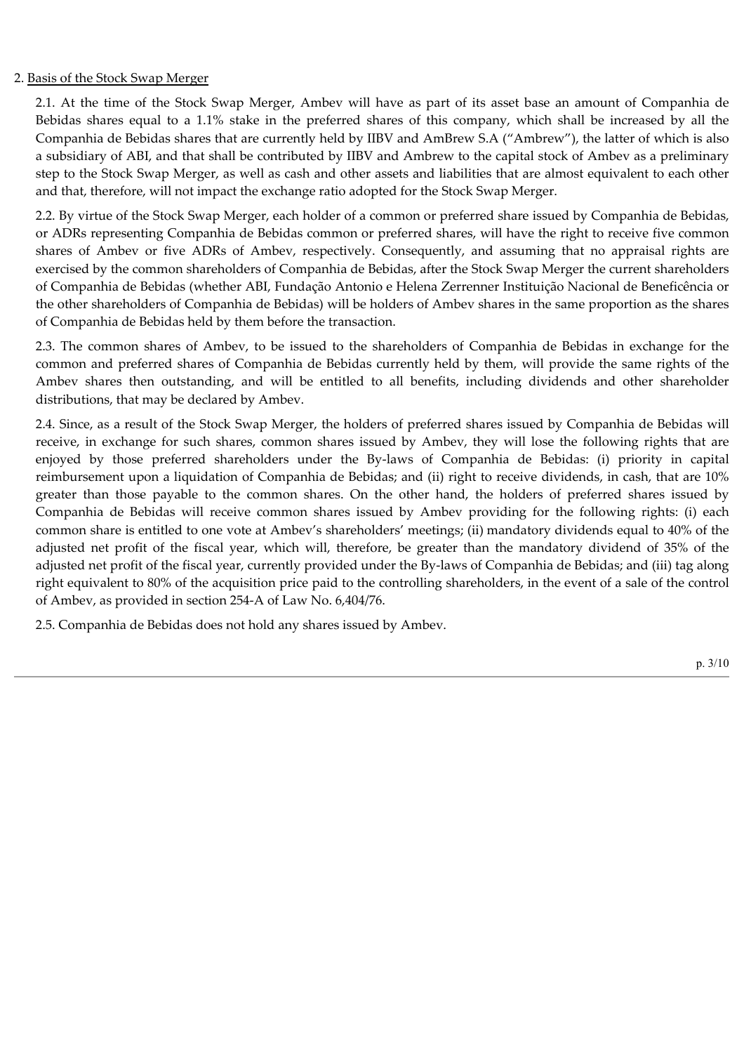## 2. Basis of the Stock Swap Merger

2.1. At the time of the Stock Swap Merger, Ambev will have as part of its asset base an amount of Companhia de Bebidas shares equal to a 1.1% stake in the preferred shares of this company, which shall be increased by all the Companhia de Bebidas shares that are currently held by IIBV and AmBrew S.A ("Ambrew"), the latter of which is also a subsidiary of ABI, and that shall be contributed by IIBV and Ambrew to the capital stock of Ambev as a preliminary step to the Stock Swap Merger, as well as cash and other assets and liabilities that are almost equivalent to each other and that, therefore, will not impact the exchange ratio adopted for the Stock Swap Merger.

2.2. By virtue of the Stock Swap Merger, each holder of a common or preferred share issued by Companhia de Bebidas, or ADRs representing Companhia de Bebidas common or preferred shares, will have the right to receive five common shares of Ambev or five ADRs of Ambev, respectively. Consequently, and assuming that no appraisal rights are exercised by the common shareholders of Companhia de Bebidas, after the Stock Swap Merger the current shareholders of Companhia de Bebidas (whether ABI, Fundação Antonio e Helena Zerrenner Instituição Nacional de Beneficência or the other shareholders of Companhia de Bebidas) will be holders of Ambev shares in the same proportion as the shares of Companhia de Bebidas held by them before the transaction.

2.3. The common shares of Ambev, to be issued to the shareholders of Companhia de Bebidas in exchange for the common and preferred shares of Companhia de Bebidas currently held by them, will provide the same rights of the Ambev shares then outstanding, and will be entitled to all benefits, including dividends and other shareholder distributions, that may be declared by Ambev.

2.4. Since, as a result of the Stock Swap Merger, the holders of preferred shares issued by Companhia de Bebidas will receive, in exchange for such shares, common shares issued by Ambev, they will lose the following rights that are enjoyed by those preferred shareholders under the By-laws of Companhia de Bebidas: (i) priority in capital reimbursement upon a liquidation of Companhia de Bebidas; and (ii) right to receive dividends, in cash, that are 10% greater than those payable to the common shares. On the other hand, the holders of preferred shares issued by Companhia de Bebidas will receive common shares issued by Ambev providing for the following rights: (i) each common share is entitled to one vote at Ambev's shareholders' meetings; (ii) mandatory dividends equal to 40% of the adjusted net profit of the fiscal year, which will, therefore, be greater than the mandatory dividend of 35% of the adjusted net profit of the fiscal year, currently provided under the By-laws of Companhia de Bebidas; and (iii) tag along right equivalent to 80% of the acquisition price paid to the controlling shareholders, in the event of a sale of the control of Ambev, as provided in section 254-A of Law No. 6,404/76.

2.5. Companhia de Bebidas does not hold any shares issued by Ambev.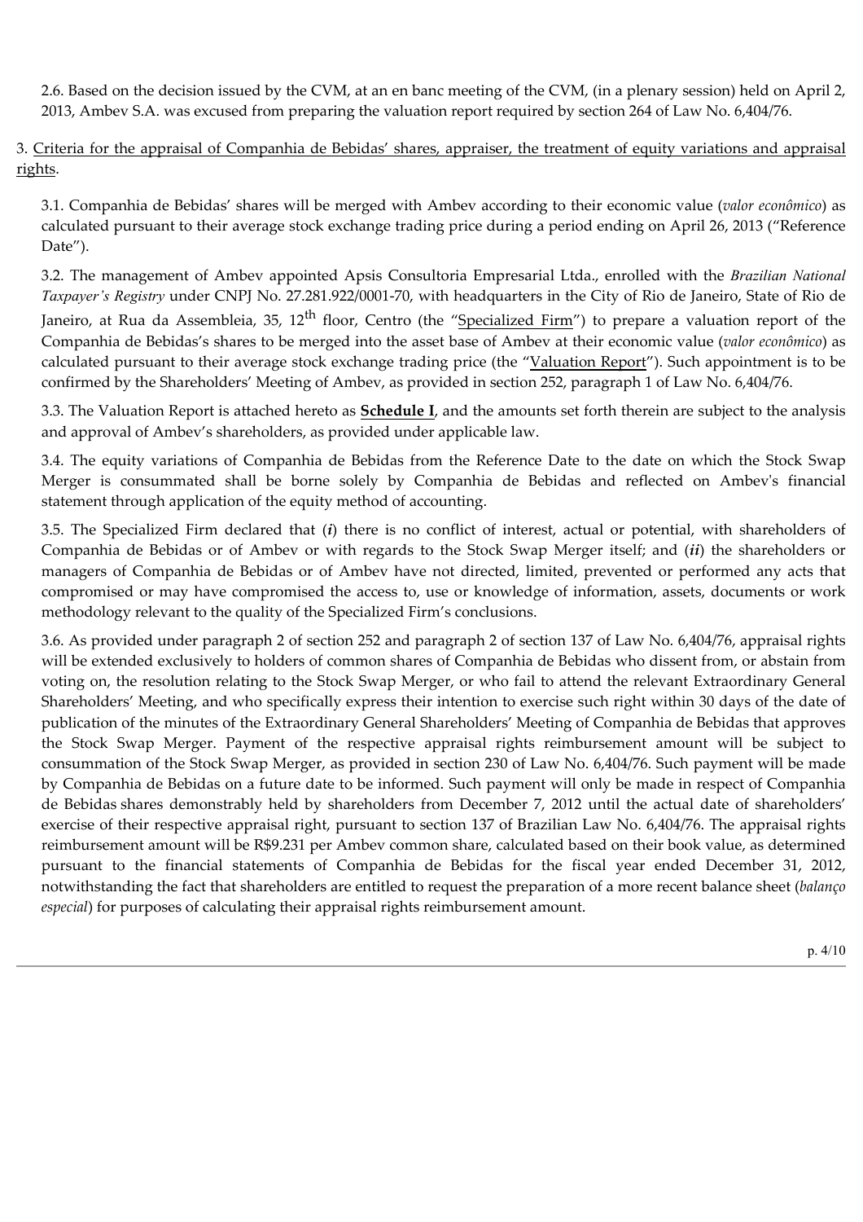2.6. Based on the decision issued by the CVM, at an en banc meeting of the CVM, (in a plenary session) held on April 2, 2013, Ambev S.A. was excused from preparing the valuation report required by section 264 of Law No. 6,404/76.

3. Criteria for the appraisal of Companhia de Bebidas' shares, appraiser, the treatment of equity variations and appraisal rights.

3.1. Companhia de Bebidas' shares will be merged with Ambev according to their economic value (*valor econômico*) as calculated pursuant to their average stock exchange trading price during a period ending on April 26, 2013 ("Reference Date").

3.2. The management of Ambev appointed Apsis Consultoria Empresarial Ltda., enrolled with the *Brazilian National Taxpayer's Registry* under CNPJ No. 27.281.922/0001-70, with headquarters in the City of Rio de Janeiro, State of Rio de Janeiro, at Rua da Assembleia, 35, 12th floor, Centro (the "Specialized Firm") to prepare a valuation report of the Companhia de Bebidas's shares to be merged into the asset base of Ambev at their economic value (*valor econômico*) as calculated pursuant to their average stock exchange trading price (the "Valuation Report"). Such appointment is to be confirmed by the Shareholders' Meeting of Ambev, as provided in section 252, paragraph 1 of Law No. 6,404/76.

3.3. The Valuation Report is attached hereto as **Schedule I**, and the amounts set forth therein are subject to the analysis and approval of Ambev's shareholders, as provided under applicable law.

3.4. The equity variations of Companhia de Bebidas from the Reference Date to the date on which the Stock Swap Merger is consummated shall be borne solely by Companhia de Bebidas and reflected on Ambev's financial statement through application of the equity method of accounting.

3.5. The Specialized Firm declared that (***i***) there is no conflict of interest, actual or potential, with shareholders of Companhia de Bebidas or of Ambev or with regards to the Stock Swap Merger itself; and (***ii***) the shareholders or managers of Companhia de Bebidas or of Ambev have not directed, limited, prevented or performed any acts that compromised or may have compromised the access to, use or knowledge of information, assets, documents or work methodology relevant to the quality of the Specialized Firm's conclusions.

3.6. As provided under paragraph 2 of section 252 and paragraph 2 of section 137 of Law No. 6,404/76, appraisal rights will be extended exclusively to holders of common shares of Companhia de Bebidas who dissent from, or abstain from voting on, the resolution relating to the Stock Swap Merger, or who fail to attend the relevant Extraordinary General Shareholders' Meeting, and who specifically express their intention to exercise such right within 30 days of the date of publication of the minutes of the Extraordinary General Shareholders' Meeting of Companhia de Bebidas that approves the Stock Swap Merger. Payment of the respective appraisal rights reimbursement amount will be subject to consummation of the Stock Swap Merger, as provided in section 230 of Law No. 6,404/76. Such payment will be made by Companhia de Bebidas on a future date to be informed. Such payment will only be made in respect of Companhia de Bebidas shares demonstrably held by shareholders from December 7, 2012 until the actual date of shareholders' exercise of their respective appraisal right, pursuant to section 137 of Brazilian Law No. 6,404/76. The appraisal rights reimbursement amount will be R$9.231 per Ambev common share, calculated based on their book value, as determined pursuant to the financial statements of Companhia de Bebidas for the fiscal year ended December 31, 2012, notwithstanding the fact that shareholders are entitled to request the preparation of a more recent balance sheet (*balanço especial*) for purposes of calculating their appraisal rights reimbursement amount.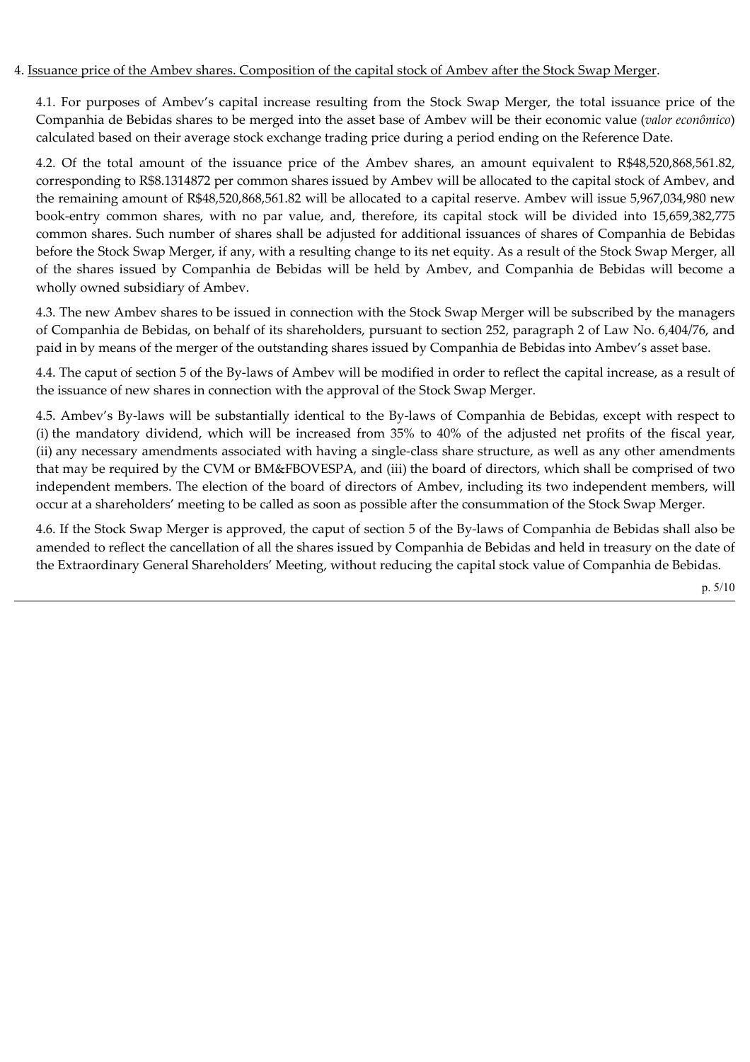4. Issuance price of the Ambev shares. Composition of the capital stock of Ambev after the Stock Swap Merger.

4.1. For purposes of Ambev's capital increase resulting from the Stock Swap Merger, the total issuance price of the Companhia de Bebidas shares to be merged into the asset base of Ambev will be their economic value (*valor econômico*) calculated based on their average stock exchange trading price during a period ending on the Reference Date.

4.2. Of the total amount of the issuance price of the Ambev shares, an amount equivalent to R$48,520,868,561.82, corresponding to R$8.1314872 per common shares issued by Ambev will be allocated to the capital stock of Ambev, and the remaining amount of R$48,520,868,561.82 will be allocated to a capital reserve. Ambev will issue 5,967,034,980 new book-entry common shares, with no par value, and, therefore, its capital stock will be divided into 15,659,382,775 common shares. Such number of shares shall be adjusted for additional issuances of shares of Companhia de Bebidas before the Stock Swap Merger, if any, with a resulting change to its net equity. As a result of the Stock Swap Merger, all of the shares issued by Companhia de Bebidas will be held by Ambev, and Companhia de Bebidas will become a wholly owned subsidiary of Ambev.

4.3. The new Ambev shares to be issued in connection with the Stock Swap Merger will be subscribed by the managers of Companhia de Bebidas, on behalf of its shareholders, pursuant to section 252, paragraph 2 of Law No. 6,404/76, and paid in by means of the merger of the outstanding shares issued by Companhia de Bebidas into Ambev's asset base.

4.4. The caput of section 5 of the By-laws of Ambev will be modified in order to reflect the capital increase, as a result of the issuance of new shares in connection with the approval of the Stock Swap Merger.

4.5. Ambev's By-laws will be substantially identical to the By-laws of Companhia de Bebidas, except with respect to (i) the mandatory dividend, which will be increased from 35% to 40% of the adjusted net profits of the fiscal year, (ii) any necessary amendments associated with having a single-class share structure, as well as any other amendments that may be required by the CVM or BM&FBOVESPA, and (iii) the board of directors, which shall be comprised of two independent members. The election of the board of directors of Ambev, including its two independent members, will occur at a shareholders' meeting to be called as soon as possible after the consummation of the Stock Swap Merger.

4.6. If the Stock Swap Merger is approved, the caput of section 5 of the By-laws of Companhia de Bebidas shall also be amended to reflect the cancellation of all the shares issued by Companhia de Bebidas and held in treasury on the date of the Extraordinary General Shareholders' Meeting, without reducing the capital stock value of Companhia de Bebidas.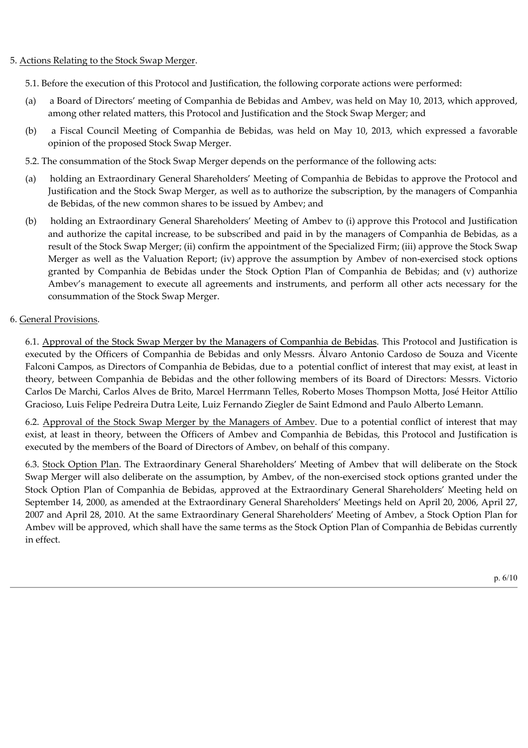5. Actions Relating to the Stock Swap Merger.

5.1. Before the execution of this Protocol and Justification, the following corporate actions were performed:

(a) a Board of Directors' meeting of Companhia de Bebidas and Ambev, was held on May 10, 2013, which approved, among other related matters, this Protocol and Justification and the Stock Swap Merger; and

(b) a Fiscal Council Meeting of Companhia de Bebidas, was held on May 10, 2013, which expressed a favorable opinion of the proposed Stock Swap Merger.

5.2. The consummation of the Stock Swap Merger depends on the performance of the following acts:

(a) holding an Extraordinary General Shareholders' Meeting of Companhia de Bebidas to approve the Protocol and Justification and the Stock Swap Merger, as well as to authorize the subscription, by the managers of Companhia de Bebidas, of the new common shares to be issued by Ambev; and

(b) holding an Extraordinary General Shareholders' Meeting of Ambev to (i) approve this Protocol and Justification and authorize the capital increase, to be subscribed and paid in by the managers of Companhia de Bebidas, as a result of the Stock Swap Merger; (ii) confirm the appointment of the Specialized Firm; (iii) approve the Stock Swap Merger as well as the Valuation Report; (iv) approve the assumption by Ambev of non-exercised stock options granted by Companhia de Bebidas under the Stock Option Plan of Companhia de Bebidas; and (v) authorize Ambev's management to execute all agreements and instruments, and perform all other acts necessary for the consummation of the Stock Swap Merger.

6. General Provisions.

6.1. Approval of the Stock Swap Merger by the Managers of Companhia de Bebidas. This Protocol and Justification is executed by the Officers of Companhia de Bebidas and only Messrs. Álvaro Antonio Cardoso de Souza and Vicente Falconi Campos, as Directors of Companhia de Bebidas, due to a potential conflict of interest that may exist, at least in theory, between Companhia de Bebidas and the other following members of its Board of Directors: Messrs. Victorio Carlos De Marchi, Carlos Alves de Brito, Marcel Herrmann Telles, Roberto Moses Thompson Motta, José Heitor Attílio Gracioso, Luis Felipe Pedreira Dutra Leite, Luiz Fernando Ziegler de Saint Edmond and Paulo Alberto Lemann.

6.2. Approval of the Stock Swap Merger by the Managers of Ambev. Due to a potential conflict of interest that may exist, at least in theory, between the Officers of Ambev and Companhia de Bebidas, this Protocol and Justification is executed by the members of the Board of Directors of Ambev, on behalf of this company.

6.3. Stock Option Plan. The Extraordinary General Shareholders' Meeting of Ambev that will deliberate on the Stock Swap Merger will also deliberate on the assumption, by Ambev, of the non-exercised stock options granted under the Stock Option Plan of Companhia de Bebidas, approved at the Extraordinary General Shareholders' Meeting held on September 14, 2000, as amended at the Extraordinary General Shareholders' Meetings held on April 20, 2006, April 27, 2007 and April 28, 2010. At the same Extraordinary General Shareholders' Meeting of Ambev, a Stock Option Plan for Ambev will be approved, which shall have the same terms as the Stock Option Plan of Companhia de Bebidas currently in effect.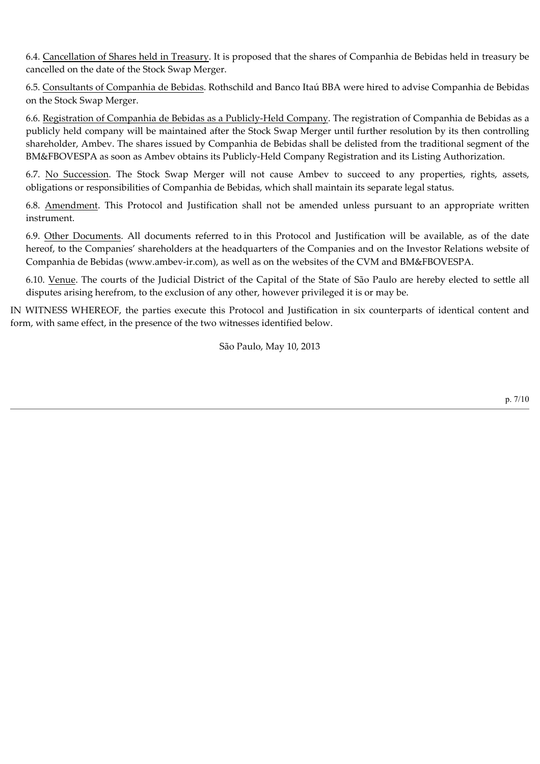6.4. Cancellation of Shares held in Treasury. It is proposed that the shares of Companhia de Bebidas held in treasury be cancelled on the date of the Stock Swap Merger.

6.5. Consultants of Companhia de Bebidas. Rothschild and Banco Itaú BBA were hired to advise Companhia de Bebidas on the Stock Swap Merger.

6.6. Registration of Companhia de Bebidas as a Publicly-Held Company. The registration of Companhia de Bebidas as a publicly held company will be maintained after the Stock Swap Merger until further resolution by its then controlling shareholder, Ambev. The shares issued by Companhia de Bebidas shall be delisted from the traditional segment of the BM&FBOVESPA as soon as Ambev obtains its Publicly-Held Company Registration and its Listing Authorization.

6.7. No Succession. The Stock Swap Merger will not cause Ambev to succeed to any properties, rights, assets, obligations or responsibilities of Companhia de Bebidas, which shall maintain its separate legal status.

6.8. Amendment. This Protocol and Justification shall not be amended unless pursuant to an appropriate written instrument.

6.9. Other Documents. All documents referred to in this Protocol and Justification will be available, as of the date hereof, to the Companies' shareholders at the headquarters of the Companies and on the Investor Relations website of Companhia de Bebidas (www.ambev-ir.com), as well as on the websites of the CVM and BM&FBOVESPA.

6.10. Venue. The courts of the Judicial District of the Capital of the State of São Paulo are hereby elected to settle all disputes arising herefrom, to the exclusion of any other, however privileged it is or may be.

IN WITNESS WHEREOF, the parties execute this Protocol and Justification in six counterparts of identical content and form, with same effect, in the presence of the two witnesses identified below.

São Paulo, May 10, 2013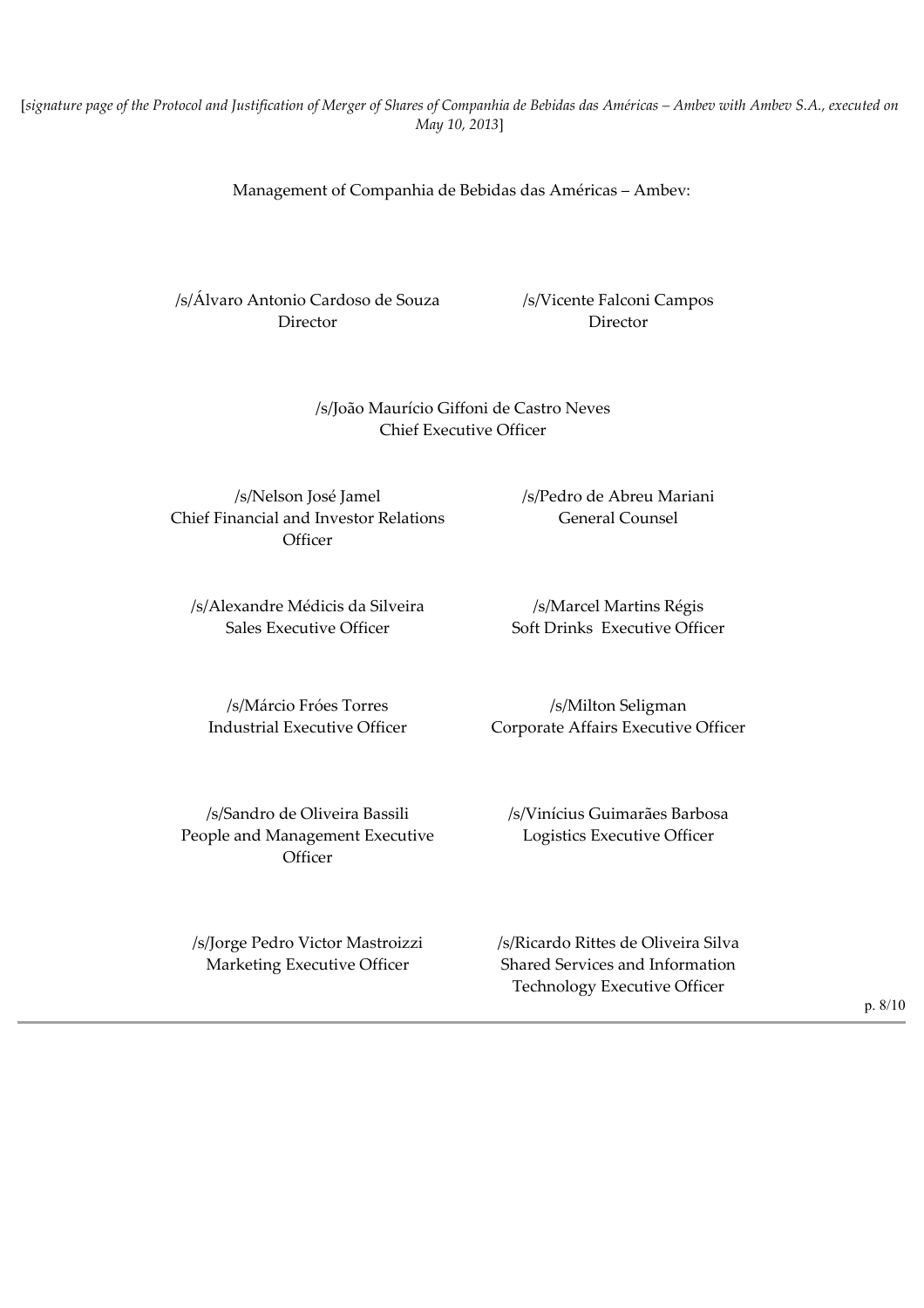[*signature page of the Protocol and Justification of Merger of Shares of Companhia de Bebidas das Américas – Ambev with Ambev S.A., executed on May 10, 2013*]

Management of Companhia de Bebidas das Américas – Ambev:

/s/Álvaro Antonio Cardoso de Souza
Director

/s/Vicente Falconi Campos
Director

/s/João Maurício Giffoni de Castro Neves
Chief Executive Officer

/s/Nelson José Jamel
Chief Financial and Investor Relations Officer

/s/Pedro de Abreu Mariani
General Counsel

/s/Alexandre Médicis da Silveira
Sales Executive Officer

/s/Marcel Martins Régis
Soft Drinks Executive Officer

/s/Márcio Fróes Torres
Industrial Executive Officer

/s/Milton Seligman
Corporate Affairs Executive Officer

/s/Sandro de Oliveira Bassili
People and Management Executive Officer

/s/Vinícius Guimarães Barbosa
Logistics Executive Officer

/s/Jorge Pedro Victor Mastroizzi
Marketing Executive Officer

/s/Ricardo Rittes de Oliveira Silva
Shared Services and Information Technology Executive Officer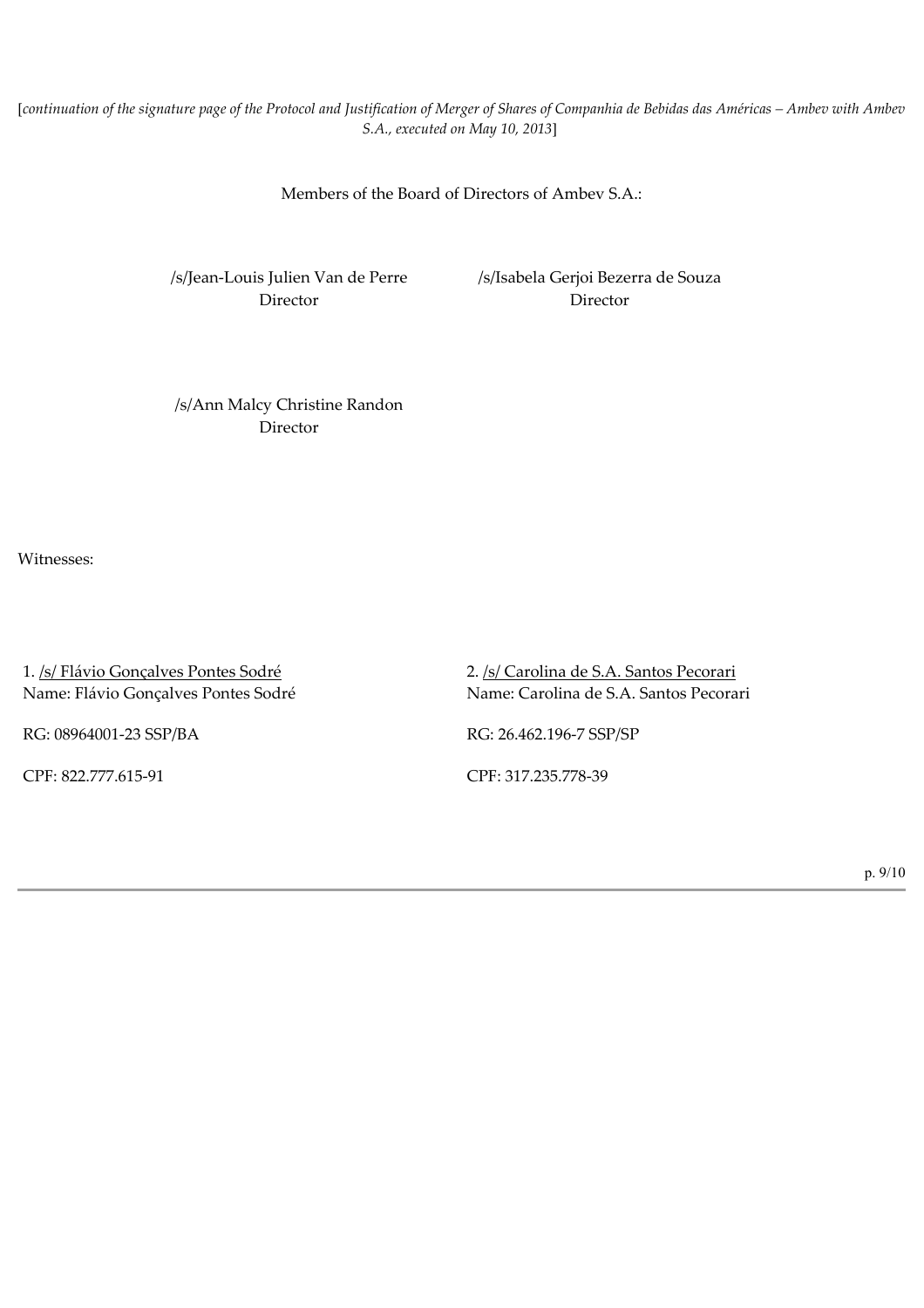[*continuation of the signature page of the Protocol and Justification of Merger of Shares of Companhia de Bebidas das Américas – Ambev with Ambev S.A., executed on May 10, 2013*]

Members of the Board of Directors of Ambev S.A.:

/s/Jean-Louis Julien Van de Perre
Director

/s/Isabela Gerjoi Bezerra de Souza
Director

/s/Ann Malcy Christine Randon
Director

Witnesses:

1. /s/ Flávio Gonçalves Pontes Sodré
Name: Flávio Gonçalves Pontes Sodré

RG: 08964001-23 SSP/BA

CPF: 822.777.615-91

2. /s/ Carolina de S.A. Santos Pecorari
Name: Carolina de S.A. Santos Pecorari

RG: 26.462.196-7 SSP/SP

CPF: 317.235.778-39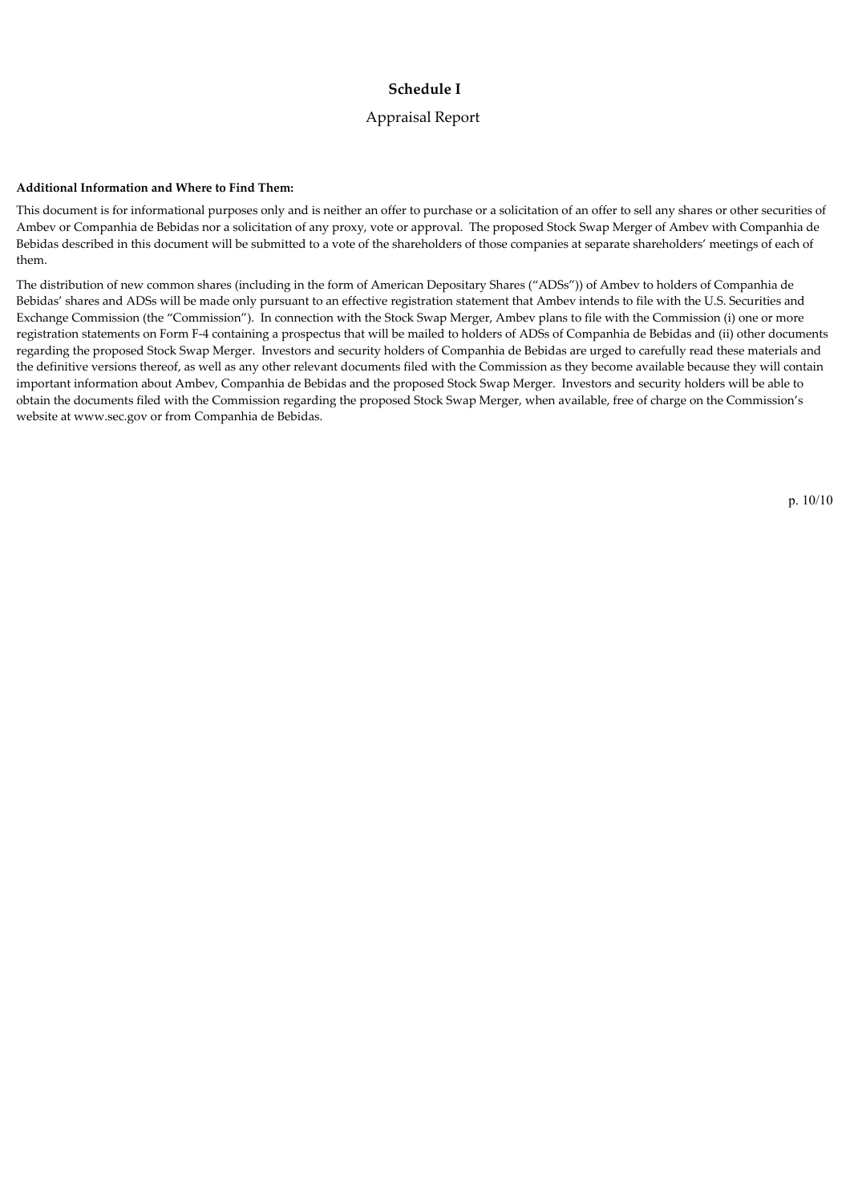**Schedule I**

Appraisal Report

**Additional Information and Where to Find Them:**

This document is for informational purposes only and is neither an offer to purchase or a solicitation of an offer to sell any shares or other securities of Ambev or Companhia de Bebidas nor a solicitation of any proxy, vote or approval. The proposed Stock Swap Merger of Ambev with Companhia de Bebidas described in this document will be submitted to a vote of the shareholders of those companies at separate shareholders' meetings of each of them.

The distribution of new common shares (including in the form of American Depositary Shares ("ADSs")) of Ambev to holders of Companhia de Bebidas' shares and ADSs will be made only pursuant to an effective registration statement that Ambev intends to file with the U.S. Securities and Exchange Commission (the "Commission"). In connection with the Stock Swap Merger, Ambev plans to file with the Commission (i) one or more registration statements on Form F-4 containing a prospectus that will be mailed to holders of ADSs of Companhia de Bebidas and (ii) other documents regarding the proposed Stock Swap Merger. Investors and security holders of Companhia de Bebidas are urged to carefully read these materials and the definitive versions thereof, as well as any other relevant documents filed with the Commission as they become available because they will contain important information about Ambev, Companhia de Bebidas and the proposed Stock Swap Merger. Investors and security holders will be able to obtain the documents filed with the Commission regarding the proposed Stock Swap Merger, when available, free of charge on the Commission's website at www.sec.gov or from Companhia de Bebidas.